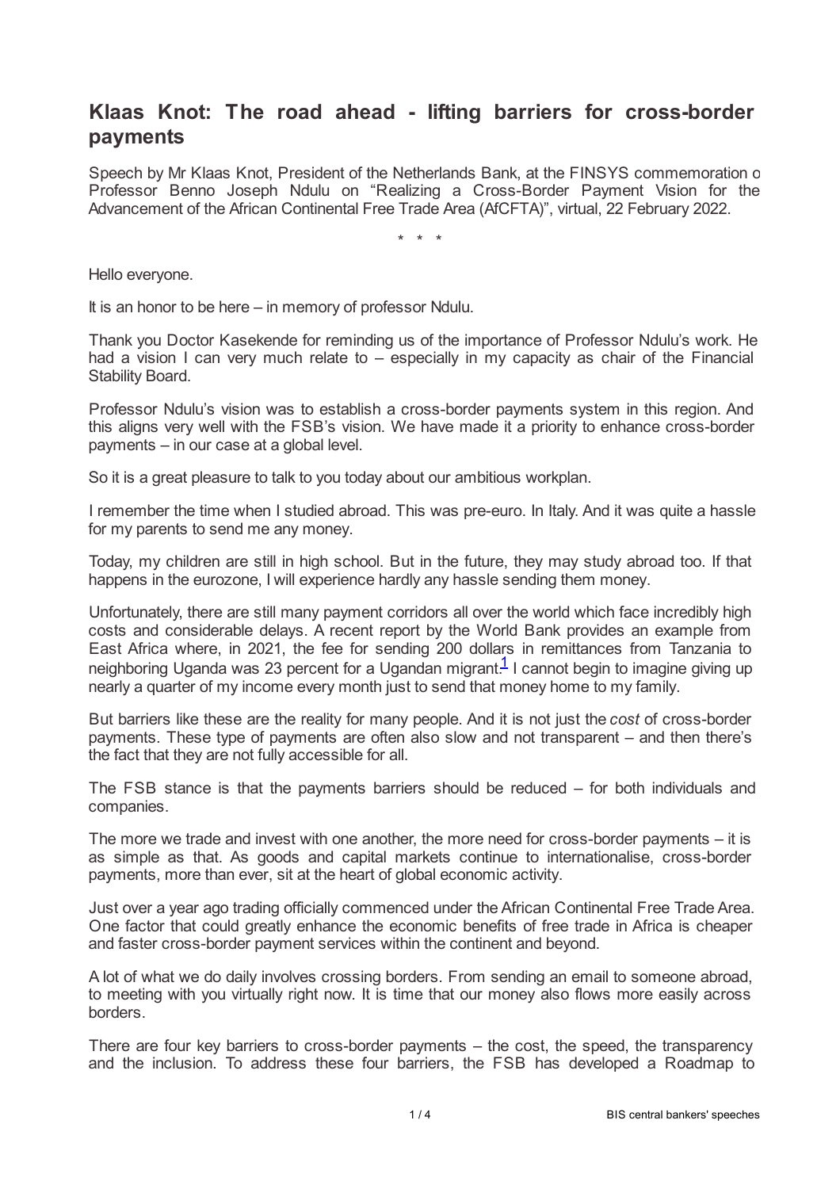# Klaas Knot: The road ahead - lifting barriers for cross-border payments

Speech by Mr Klaas Knot, President of the Netherlands Bank, at the FINSYS commemoration of Professor Benno Joseph Ndulu on "Realizing a Cross-Border Payment Vision for the Advancement of the African Continental Free Trade Area (AfCFTA)", virtual, 22 February 2022.

\* \* \*

Hello everyone.

It is an honor to be here – in memory of professor Ndulu.

Thank you Doctor Kasekende for reminding us of the importance of Professor Ndulu's work. He had a vision I can very much relate to – especially in my capacity as chair of the Financial Stability Board.

Professor Ndulu's vision was to establish a cross-border payments system in this region. And this aligns very well with the FSB's vision. We have made it a priority to enhance cross-border payments – in our case at a global level.

So it is a great pleasure to talk to you today about our ambitious workplan.

I remember the time when I studied abroad. This was pre-euro. In Italy. And it was quite a hassle for my parents to send me any money.

Today, my children are still in high school. But in the future, they may study abroad too. If that happens in the eurozone, I will experience hardly any hassle sending them money.

Unfortunately, there are still many payment corridors all over the world which face incredibly high costs and considerable delays. A recent report by the World Bank provides an example from East Africa where, in 2021, the fee for sending 200 dollars in remittances from Tanzania to neighboring Uganda was 23 percent for a Ugandan migrant.[1] I cannot begin to imagine giving up nearly a quarter of my income every month just to send that money home to my family.

But barriers like these are the reality for many people. And it is not just the *cost* of cross-border payments. These type of payments are often also slow and not transparent – and then there's the fact that they are not fully accessible for all.

The FSB stance is that the payments barriers should be reduced – for both individuals and companies.

The more we trade and invest with one another, the more need for cross-border payments – it is as simple as that. As goods and capital markets continue to internationalise, cross-border payments, more than ever, sit at the heart of global economic activity.

Just over a year ago trading officially commenced under the African Continental Free Trade Area. One factor that could greatly enhance the economic benefits of free trade in Africa is cheaper and faster cross-border payment services within the continent and beyond.

A lot of what we do daily involves crossing borders. From sending an email to someone abroad, to meeting with you virtually right now. It is time that our money also flows more easily across borders.

There are four key barriers to cross-border payments – the cost, the speed, the transparency and the inclusion. To address these four barriers, the FSB has developed a Roadmap to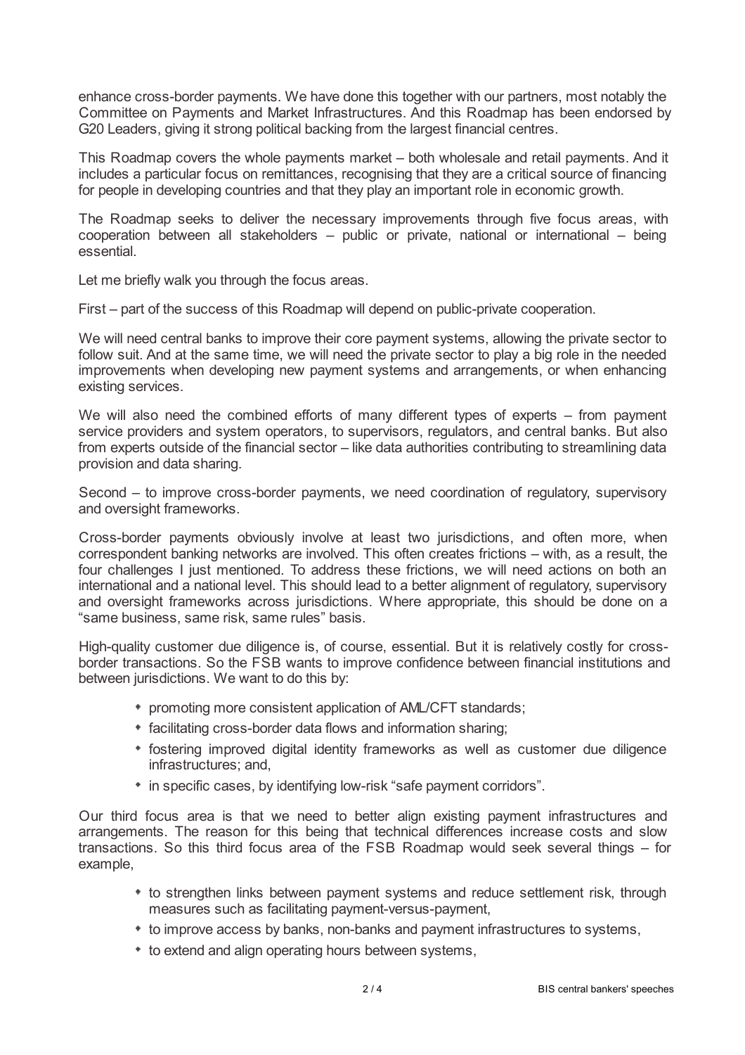enhance cross-border payments. We have done this together with our partners, most notably the Committee on Payments and Market Infrastructures. And this Roadmap has been endorsed by G20 Leaders, giving it strong political backing from the largest financial centres.

This Roadmap covers the whole payments market – both wholesale and retail payments. And it includes a particular focus on remittances, recognising that they are a critical source of financing for people in developing countries and that they play an important role in economic growth.

The Roadmap seeks to deliver the necessary improvements through five focus areas, with cooperation between all stakeholders – public or private, national or international – being essential.

Let me briefly walk you through the focus areas.

First – part of the success of this Roadmap will depend on public-private cooperation.

We will need central banks to improve their core payment systems, allowing the private sector to follow suit. And at the same time, we will need the private sector to play a big role in the needed improvements when developing new payment systems and arrangements, or when enhancing existing services.

We will also need the combined efforts of many different types of experts – from payment service providers and system operators, to supervisors, regulators, and central banks. But also from experts outside of the financial sector – like data authorities contributing to streamlining data provision and data sharing.

Second – to improve cross-border payments, we need coordination of regulatory, supervisory and oversight frameworks.

Cross-border payments obviously involve at least two jurisdictions, and often more, when correspondent banking networks are involved. This often creates frictions – with, as a result, the four challenges I just mentioned. To address these frictions, we will need actions on both an international and a national level. This should lead to a better alignment of regulatory, supervisory and oversight frameworks across jurisdictions. Where appropriate, this should be done on a "same business, same risk, same rules" basis.

High-quality customer due diligence is, of course, essential. But it is relatively costly for cross-border transactions. So the FSB wants to improve confidence between financial institutions and between jurisdictions. We want to do this by:

- promoting more consistent application of AML/CFT standards;
- facilitating cross-border data flows and information sharing;
- fostering improved digital identity frameworks as well as customer due diligence infrastructures; and,
- in specific cases, by identifying low-risk "safe payment corridors".

Our third focus area is that we need to better align existing payment infrastructures and arrangements. The reason for this being that technical differences increase costs and slow transactions. So this third focus area of the FSB Roadmap would seek several things – for example,

- to strengthen links between payment systems and reduce settlement risk, through measures such as facilitating payment-versus-payment,
- to improve access by banks, non-banks and payment infrastructures to systems,
- to extend and align operating hours between systems,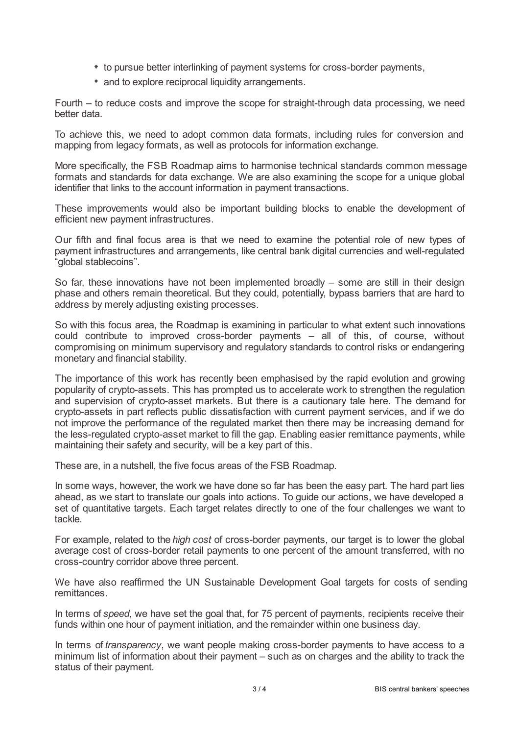- to pursue better interlinking of payment systems for cross-border payments,
- and to explore reciprocal liquidity arrangements.

Fourth – to reduce costs and improve the scope for straight-through data processing, we need better data.

To achieve this, we need to adopt common data formats, including rules for conversion and mapping from legacy formats, as well as protocols for information exchange.

More specifically, the FSB Roadmap aims to harmonise technical standards common message formats and standards for data exchange. We are also examining the scope for a unique global identifier that links to the account information in payment transactions.

These improvements would also be important building blocks to enable the development of efficient new payment infrastructures.

Our fifth and final focus area is that we need to examine the potential role of new types of payment infrastructures and arrangements, like central bank digital currencies and well-regulated "global stablecoins".

So far, these innovations have not been implemented broadly – some are still in their design phase and others remain theoretical. But they could, potentially, bypass barriers that are hard to address by merely adjusting existing processes.

So with this focus area, the Roadmap is examining in particular to what extent such innovations could contribute to improved cross-border payments – all of this, of course, without compromising on minimum supervisory and regulatory standards to control risks or endangering monetary and financial stability.

The importance of this work has recently been emphasised by the rapid evolution and growing popularity of crypto-assets. This has prompted us to accelerate work to strengthen the regulation and supervision of crypto-asset markets. But there is a cautionary tale here. The demand for crypto-assets in part reflects public dissatisfaction with current payment services, and if we do not improve the performance of the regulated market then there may be increasing demand for the less-regulated crypto-asset market to fill the gap. Enabling easier remittance payments, while maintaining their safety and security, will be a key part of this.

These are, in a nutshell, the five focus areas of the FSB Roadmap.

In some ways, however, the work we have done so far has been the easy part. The hard part lies ahead, as we start to translate our goals into actions. To guide our actions, we have developed a set of quantitative targets. Each target relates directly to one of the four challenges we want to tackle.

For example, related to the *high cost* of cross-border payments, our target is to lower the global average cost of cross-border retail payments to one percent of the amount transferred, with no cross-country corridor above three percent.

We have also reaffirmed the UN Sustainable Development Goal targets for costs of sending remittances.

In terms of *speed*, we have set the goal that, for 75 percent of payments, recipients receive their funds within one hour of payment initiation, and the remainder within one business day.

In terms of *transparency*, we want people making cross-border payments to have access to a minimum list of information about their payment – such as on charges and the ability to track the status of their payment.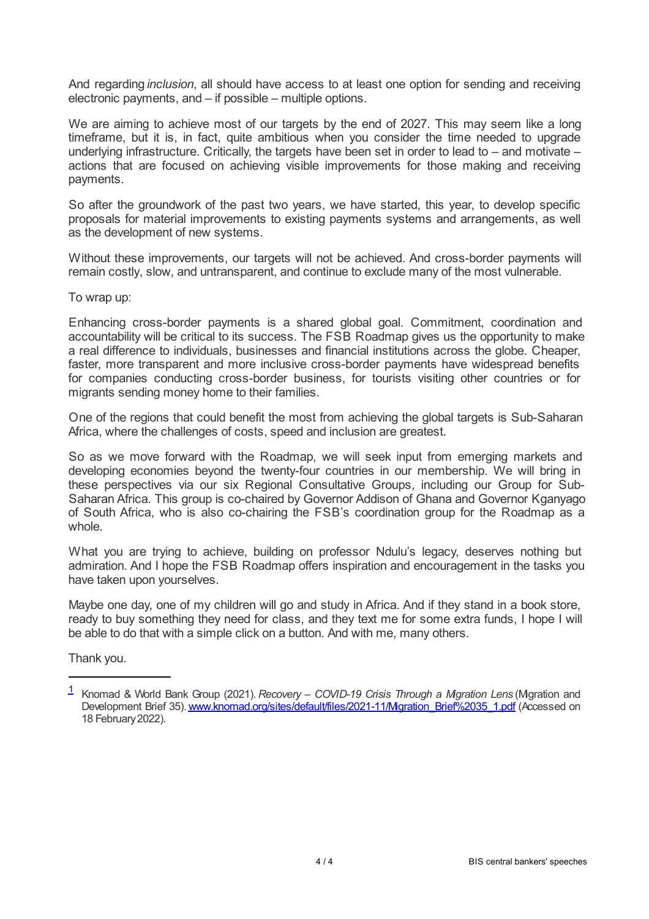And regarding *inclusion*, all should have access to at least one option for sending and receiving electronic payments, and – if possible – multiple options.

We are aiming to achieve most of our targets by the end of 2027. This may seem like a long timeframe, but it is, in fact, quite ambitious when you consider the time needed to upgrade underlying infrastructure. Critically, the targets have been set in order to lead to – and motivate – actions that are focused on achieving visible improvements for those making and receiving payments.

So after the groundwork of the past two years, we have started, this year, to develop specific proposals for material improvements to existing payments systems and arrangements, as well as the development of new systems.

Without these improvements, our targets will not be achieved. And cross-border payments will remain costly, slow, and untransparent, and continue to exclude many of the most vulnerable.

To wrap up:

Enhancing cross-border payments is a shared global goal. Commitment, coordination and accountability will be critical to its success. The FSB Roadmap gives us the opportunity to make a real difference to individuals, businesses and financial institutions across the globe. Cheaper, faster, more transparent and more inclusive cross-border payments have widespread benefits for companies conducting cross-border business, for tourists visiting other countries or for migrants sending money home to their families.

One of the regions that could benefit the most from achieving the global targets is Sub-Saharan Africa, where the challenges of costs, speed and inclusion are greatest.

So as we move forward with the Roadmap, we will seek input from emerging markets and developing economies beyond the twenty-four countries in our membership. We will bring in these perspectives via our six Regional Consultative Groups, including our Group for Sub-Saharan Africa. This group is co-chaired by Governor Addison of Ghana and Governor Kganyago of South Africa, who is also co-chairing the FSB's coordination group for the Roadmap as a whole.

What you are trying to achieve, building on professor Ndulu's legacy, deserves nothing but admiration. And I hope the FSB Roadmap offers inspiration and encouragement in the tasks you have taken upon yourselves.

Maybe one day, one of my children will go and study in Africa. And if they stand in a book store, ready to buy something they need for class, and they text me for some extra funds, I hope I will be able to do that with a simple click on a button. And with me, many others.

Thank you.

---

[1] Knomad & World Bank Group (2021). *Recovery – COVID-19 Crisis Through a Migration Lens* (Migration and Development Brief 35). www.knomad.org/sites/default/files/2021-11/Migration_Brief%2035_1.pdf (Accessed on 18 February 2022).